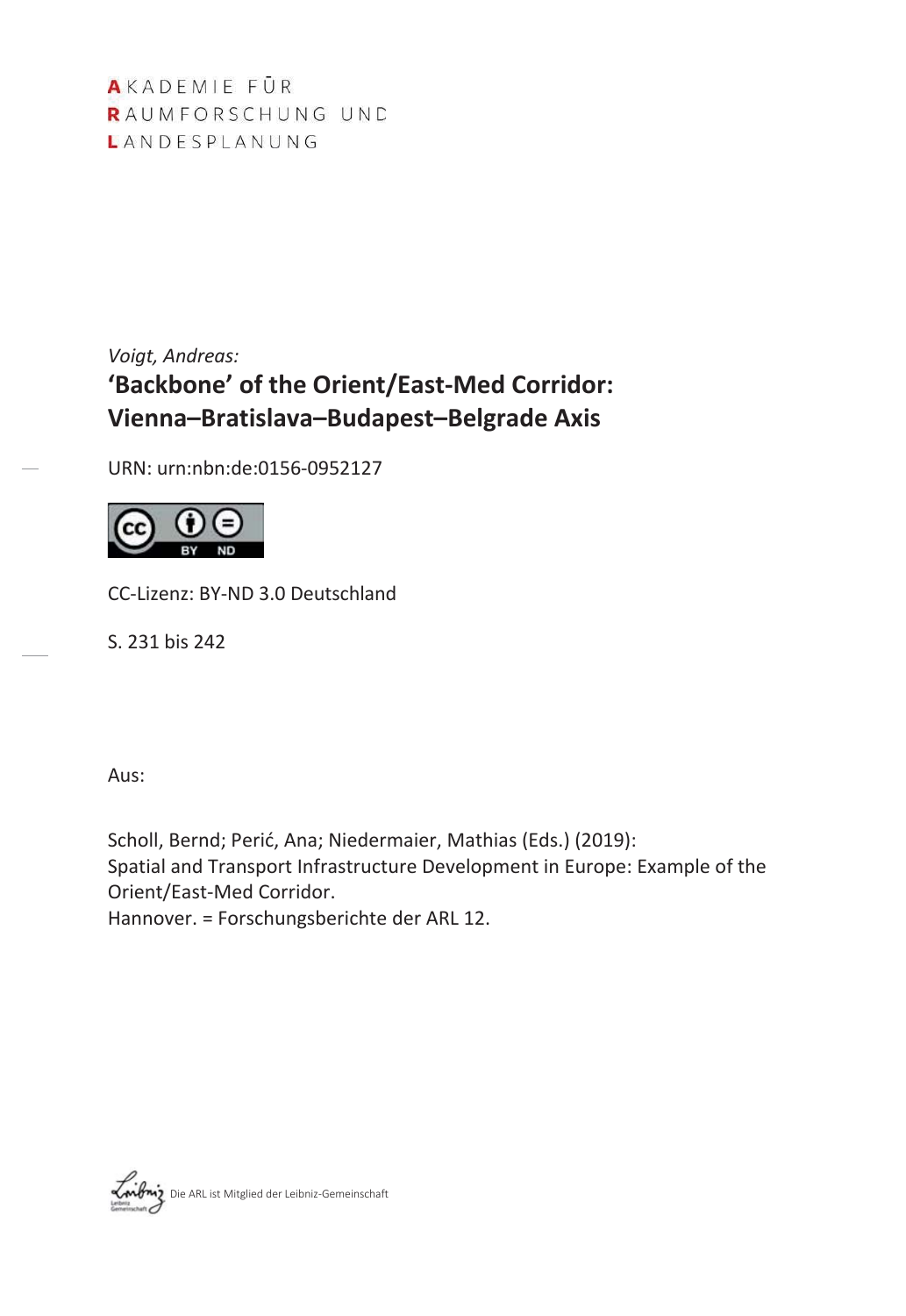AKADEMIE FÜR
RAUMFORSCHUNG UND
LANDESPLANUNG

*Voigt, Andreas:*

# 'Backbone' of the Orient/East-Med Corridor: Vienna–Bratislava–Budapest–Belgrade Axis

URN: urn:nbn:de:0156-0952127

CC-Lizenz: BY-ND 3.0 Deutschland

S. 231 bis 242

Aus:

Scholl, Bernd; Perić, Ana; Niedermaier, Mathias (Eds.) (2019):
Spatial and Transport Infrastructure Development in Europe: Example of the Orient/East-Med Corridor.
Hannover. = Forschungsberichte der ARL 12.

Die ARL ist Mitglied der Leibniz-Gemeinschaft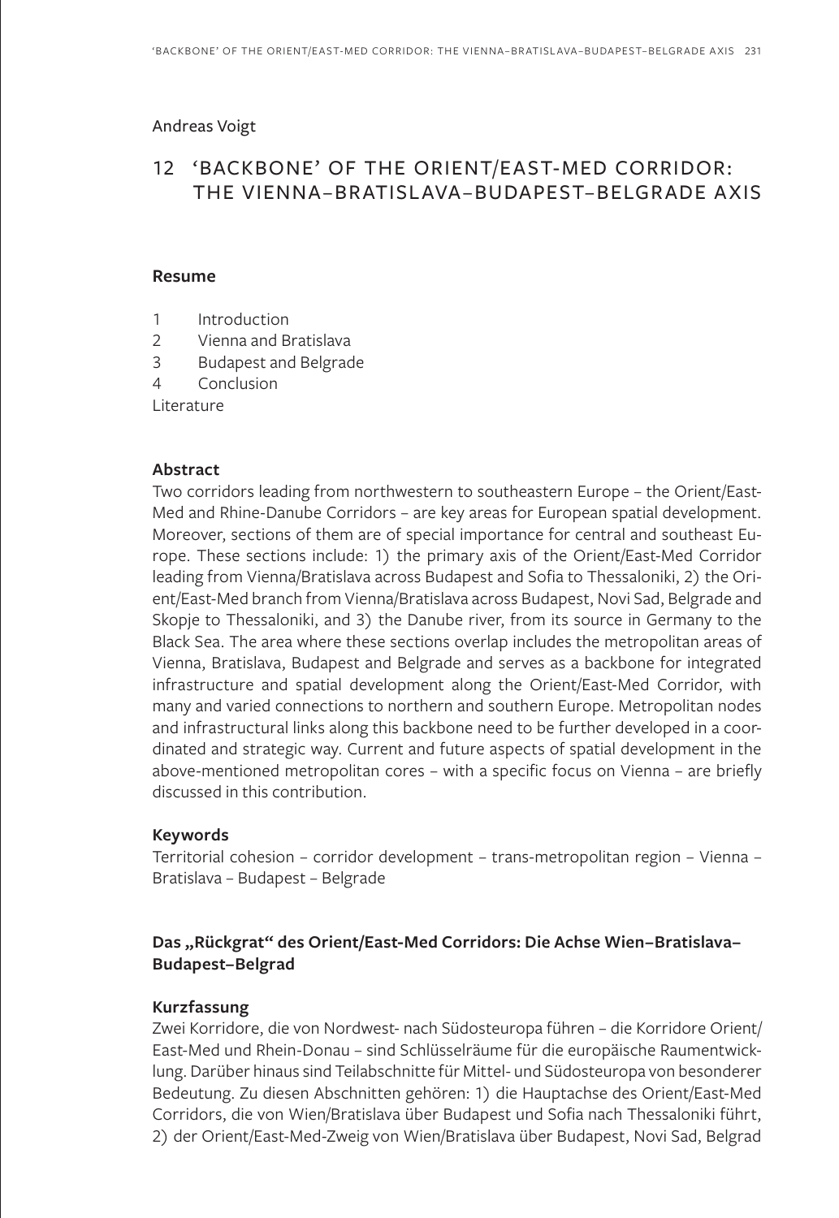Andreas Voigt

# 12 'BACKBONE' OF THE ORIENT/EAST-MED CORRIDOR: THE VIENNA–BRATISLAVA–BUDAPEST–BELGRADE AXIS

### Resume

1 Introduction
2 Vienna and Bratislava
3 Budapest and Belgrade
4 Conclusion
Literature

### Abstract

Two corridors leading from northwestern to southeastern Europe – the Orient/East-Med and Rhine-Danube Corridors – are key areas for European spatial development. Moreover, sections of them are of special importance for central and southeast Europe. These sections include: 1) the primary axis of the Orient/East-Med Corridor leading from Vienna/Bratislava across Budapest and Sofia to Thessaloniki, 2) the Orient/East-Med branch from Vienna/Bratislava across Budapest, Novi Sad, Belgrade and Skopje to Thessaloniki, and 3) the Danube river, from its source in Germany to the Black Sea. The area where these sections overlap includes the metropolitan areas of Vienna, Bratislava, Budapest and Belgrade and serves as a backbone for integrated infrastructure and spatial development along the Orient/East-Med Corridor, with many and varied connections to northern and southern Europe. Metropolitan nodes and infrastructural links along this backbone need to be further developed in a coordinated and strategic way. Current and future aspects of spatial development in the above-mentioned metropolitan cores – with a specific focus on Vienna – are briefly discussed in this contribution.

### Keywords

Territorial cohesion – corridor development – trans-metropolitan region – Vienna – Bratislava – Budapest – Belgrade

### Das „Rückgrat" des Orient/East-Med Corridors: Die Achse Wien–Bratislava–Budapest–Belgrad

### Kurzfassung

Zwei Korridore, die von Nordwest- nach Südosteuropa führen – die Korridore Orient/East-Med und Rhein-Donau – sind Schlüsselräume für die europäische Raumentwicklung. Darüber hinaus sind Teilabschnitte für Mittel- und Südosteuropa von besonderer Bedeutung. Zu diesen Abschnitten gehören: 1) die Hauptachse des Orient/East-Med Corridors, die von Wien/Bratislava über Budapest und Sofia nach Thessaloniki führt, 2) der Orient/East-Med-Zweig von Wien/Bratislava über Budapest, Novi Sad, Belgrad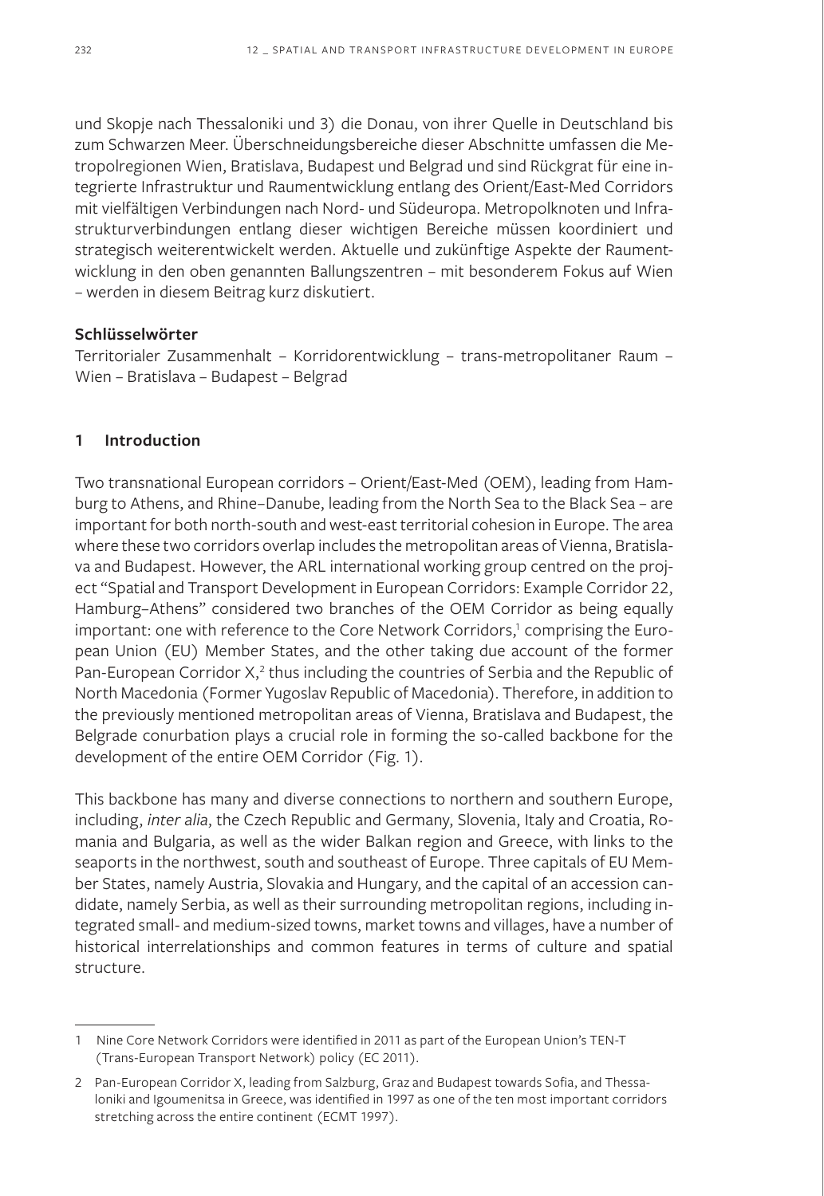und Skopje nach Thessaloniki und 3) die Donau, von ihrer Quelle in Deutschland bis zum Schwarzen Meer. Überschneidungsbereiche dieser Abschnitte umfassen die Metropolregionen Wien, Bratislava, Budapest und Belgrad und sind Rückgrat für eine integrierte Infrastruktur und Raumentwicklung entlang des Orient/East-Med Corridors mit vielfältigen Verbindungen nach Nord- und Südeuropa. Metropolknoten und Infrastrukturverbindungen entlang dieser wichtigen Bereiche müssen koordiniert und strategisch weiterentwickelt werden. Aktuelle und zukünftige Aspekte der Raumentwicklung in den oben genannten Ballungszentren – mit besonderem Fokus auf Wien – werden in diesem Beitrag kurz diskutiert.

**Schlüsselwörter**

Territorialer Zusammenhalt – Korridorentwicklung – trans-metropolitaner Raum – Wien – Bratislava – Budapest – Belgrad

## 1 Introduction

Two transnational European corridors – Orient/East-Med (OEM), leading from Hamburg to Athens, and Rhine–Danube, leading from the North Sea to the Black Sea – are important for both north-south and west-east territorial cohesion in Europe. The area where these two corridors overlap includes the metropolitan areas of Vienna, Bratislava and Budapest. However, the ARL international working group centred on the project "Spatial and Transport Development in European Corridors: Example Corridor 22, Hamburg–Athens" considered two branches of the OEM Corridor as being equally important: one with reference to the Core Network Corridors,[1] comprising the European Union (EU) Member States, and the other taking due account of the former Pan-European Corridor X,[2] thus including the countries of Serbia and the Republic of North Macedonia (Former Yugoslav Republic of Macedonia). Therefore, in addition to the previously mentioned metropolitan areas of Vienna, Bratislava and Budapest, the Belgrade conurbation plays a crucial role in forming the so-called backbone for the development of the entire OEM Corridor (Fig. 1).

This backbone has many and diverse connections to northern and southern Europe, including, *inter alia*, the Czech Republic and Germany, Slovenia, Italy and Croatia, Romania and Bulgaria, as well as the wider Balkan region and Greece, with links to the seaports in the northwest, south and southeast of Europe. Three capitals of EU Member States, namely Austria, Slovakia and Hungary, and the capital of an accession candidate, namely Serbia, as well as their surrounding metropolitan regions, including integrated small- and medium-sized towns, market towns and villages, have a number of historical interrelationships and common features in terms of culture and spatial structure.

---

1 Nine Core Network Corridors were identified in 2011 as part of the European Union's TEN-T (Trans-European Transport Network) policy (EC 2011).

2 Pan-European Corridor X, leading from Salzburg, Graz and Budapest towards Sofia, and Thessaloniki and Igoumenitsa in Greece, was identified in 1997 as one of the ten most important corridors stretching across the entire continent (ECMT 1997).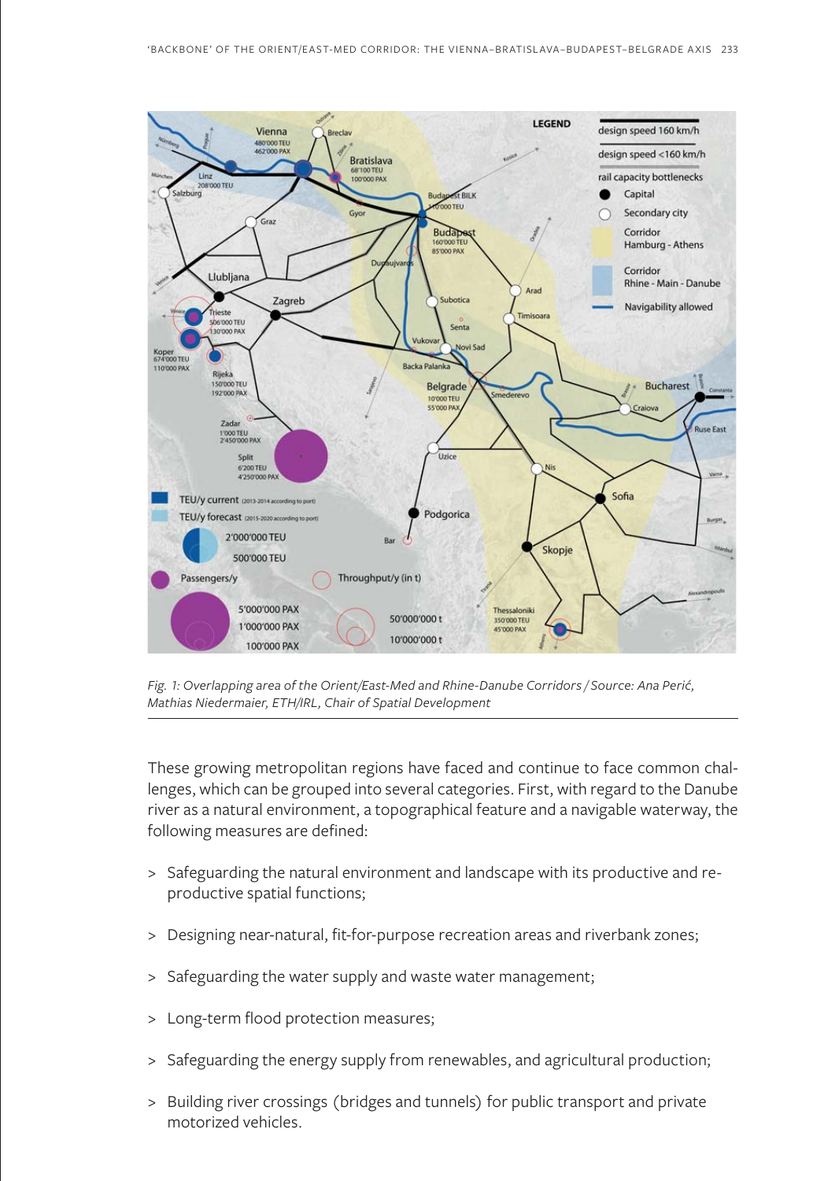*Fig. 1: Overlapping area of the Orient/East-Med and Rhine-Danube Corridors / Source: Ana Perić, Mathias Niedermaier, ETH/IRL, Chair of Spatial Development*

These growing metropolitan regions have faced and continue to face common challenges, which can be grouped into several categories. First, with regard to the Danube river as a natural environment, a topographical feature and a navigable waterway, the following measures are defined:

> Safeguarding the natural environment and landscape with its productive and reproductive spatial functions;

> Designing near-natural, fit-for-purpose recreation areas and riverbank zones;

> Safeguarding the water supply and waste water management;

> Long-term flood protection measures;

> Safeguarding the energy supply from renewables, and agricultural production;

> Building river crossings (bridges and tunnels) for public transport and private motorized vehicles.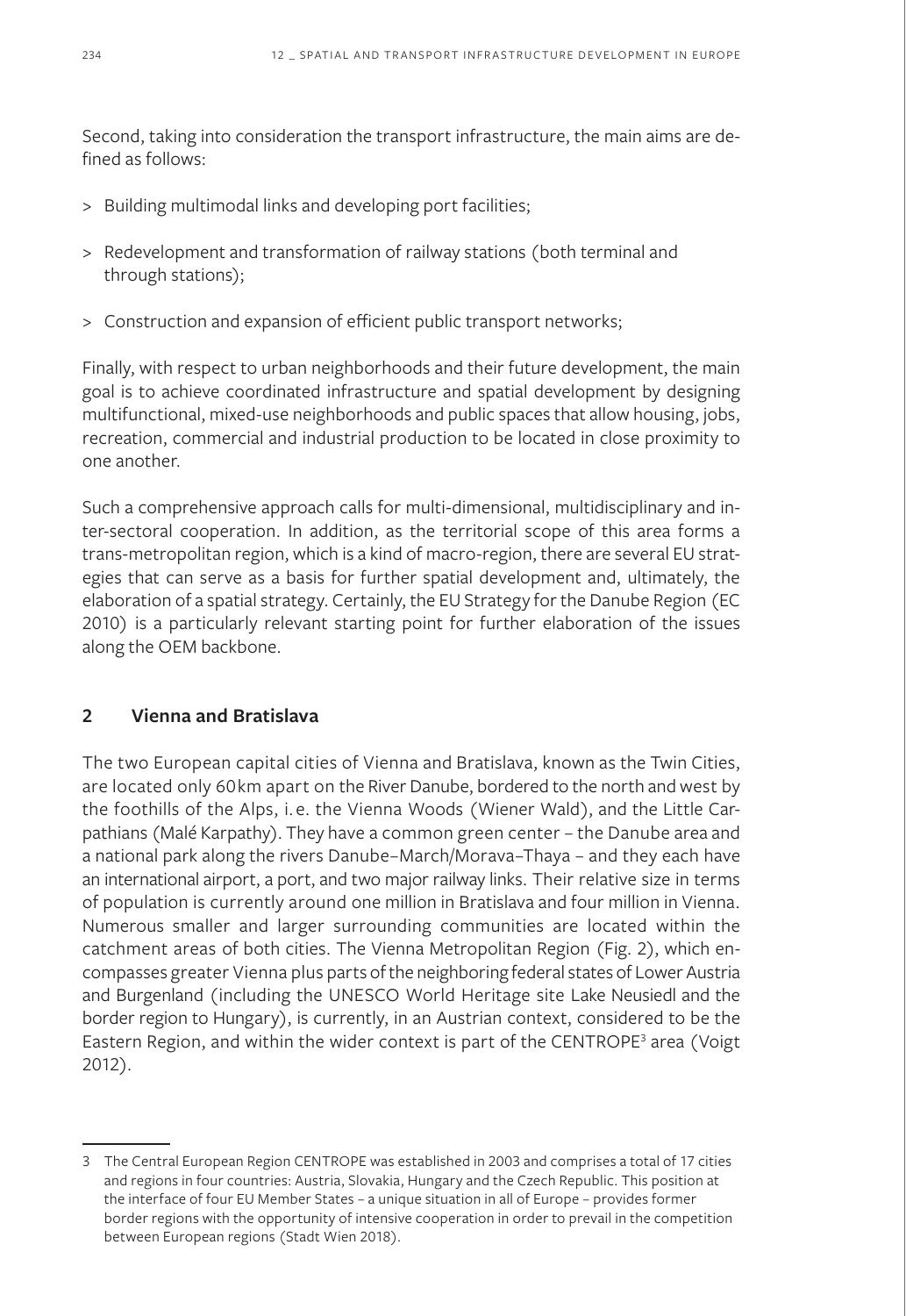Second, taking into consideration the transport infrastructure, the main aims are defined as follows:

> Building multimodal links and developing port facilities;

> Redevelopment and transformation of railway stations (both terminal and through stations);

> Construction and expansion of efficient public transport networks;

Finally, with respect to urban neighborhoods and their future development, the main goal is to achieve coordinated infrastructure and spatial development by designing multifunctional, mixed-use neighborhoods and public spaces that allow housing, jobs, recreation, commercial and industrial production to be located in close proximity to one another.

Such a comprehensive approach calls for multi-dimensional, multidisciplinary and inter-sectoral cooperation. In addition, as the territorial scope of this area forms a trans-metropolitan region, which is a kind of macro-region, there are several EU strategies that can serve as a basis for further spatial development and, ultimately, the elaboration of a spatial strategy. Certainly, the EU Strategy for the Danube Region (EC 2010) is a particularly relevant starting point for further elaboration of the issues along the OEM backbone.

## 2 Vienna and Bratislava

The two European capital cities of Vienna and Bratislava, known as the Twin Cities, are located only 60km apart on the River Danube, bordered to the north and west by the foothills of the Alps, i.e. the Vienna Woods (Wiener Wald), and the Little Carpathians (Malé Karpathy). They have a common green center – the Danube area and a national park along the rivers Danube–March/Morava–Thaya – and they each have an international airport, a port, and two major railway links. Their relative size in terms of population is currently around one million in Bratislava and four million in Vienna. Numerous smaller and larger surrounding communities are located within the catchment areas of both cities. The Vienna Metropolitan Region (Fig. 2), which encompasses greater Vienna plus parts of the neighboring federal states of Lower Austria and Burgenland (including the UNESCO World Heritage site Lake Neusiedl and the border region to Hungary), is currently, in an Austrian context, considered to be the Eastern Region, and within the wider context is part of the CENTROPE[3] area (Voigt 2012).

---

3 The Central European Region CENTROPE was established in 2003 and comprises a total of 17 cities and regions in four countries: Austria, Slovakia, Hungary and the Czech Republic. This position at the interface of four EU Member States – a unique situation in all of Europe – provides former border regions with the opportunity of intensive cooperation in order to prevail in the competition between European regions (Stadt Wien 2018).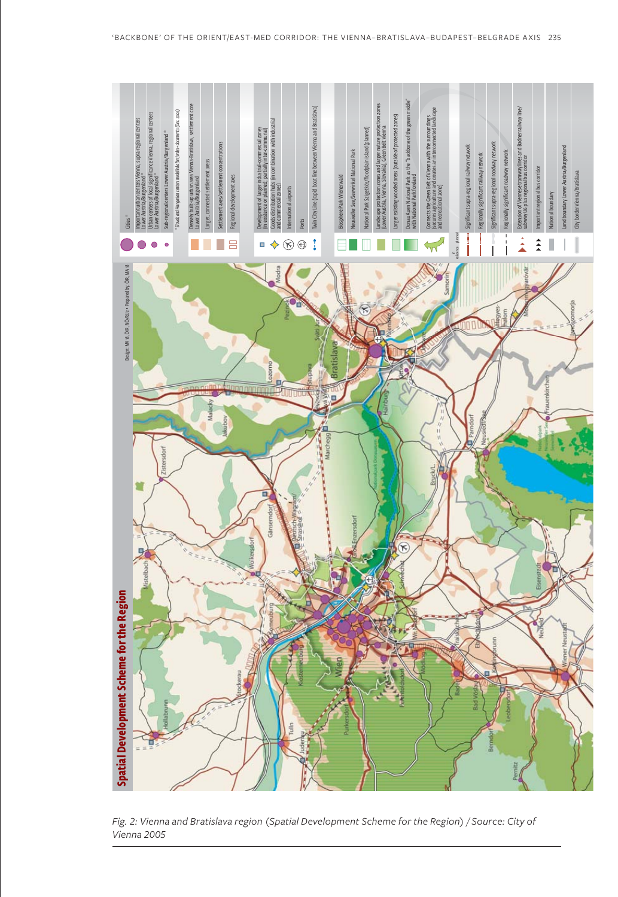*Fig. 2: Vienna and Bratislava region (Spatial Development Scheme for the Region) / Source: City of Vienna 2005*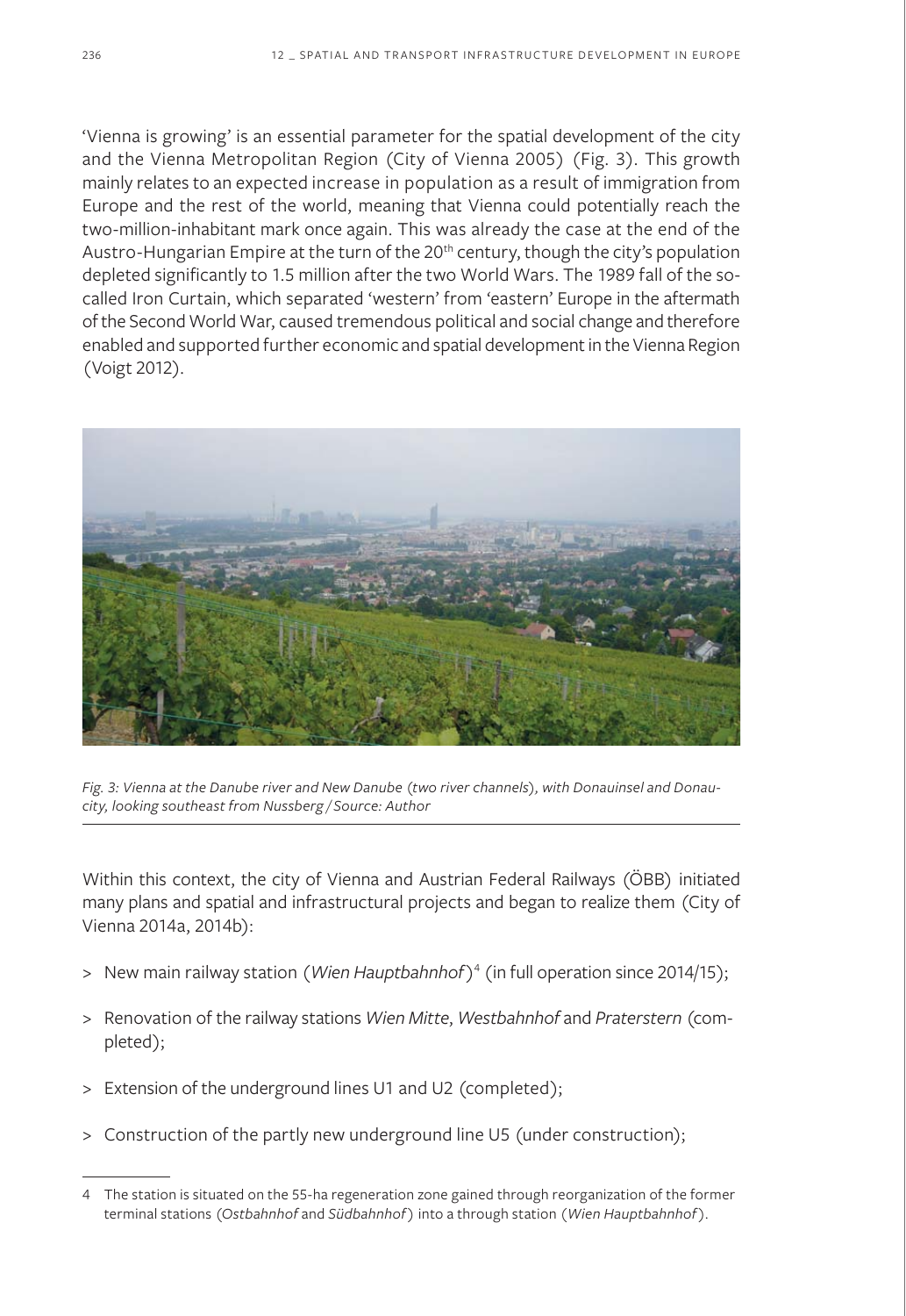'Vienna is growing' is an essential parameter for the spatial development of the city and the Vienna Metropolitan Region (City of Vienna 2005) (Fig. 3). This growth mainly relates to an expected increase in population as a result of immigration from Europe and the rest of the world, meaning that Vienna could potentially reach the two-million-inhabitant mark once again. This was already the case at the end of the Austro-Hungarian Empire at the turn of the 20th century, though the city's population depleted significantly to 1.5 million after the two World Wars. The 1989 fall of the so-called Iron Curtain, which separated 'western' from 'eastern' Europe in the aftermath of the Second World War, caused tremendous political and social change and therefore enabled and supported further economic and spatial development in the Vienna Region (Voigt 2012).

*Fig. 3: Vienna at the Danube river and New Danube (two river channels), with Donauinsel and Donaucity, looking southeast from Nussberg / Source: Author*

Within this context, the city of Vienna and Austrian Federal Railways (ÖBB) initiated many plans and spatial and infrastructural projects and began to realize them (City of Vienna 2014a, 2014b):

- New main railway station (*Wien Hauptbahnhof*)[4] (in full operation since 2014/15);
- Renovation of the railway stations *Wien Mitte*, *Westbahnhof* and *Praterstern* (completed);
- Extension of the underground lines U1 and U2 (completed);
- Construction of the partly new underground line U5 (under construction);

4 The station is situated on the 55-ha regeneration zone gained through reorganization of the former terminal stations (*Ostbahnhof* and *Südbahnhof*) into a through station (*Wien Hauptbahnhof*).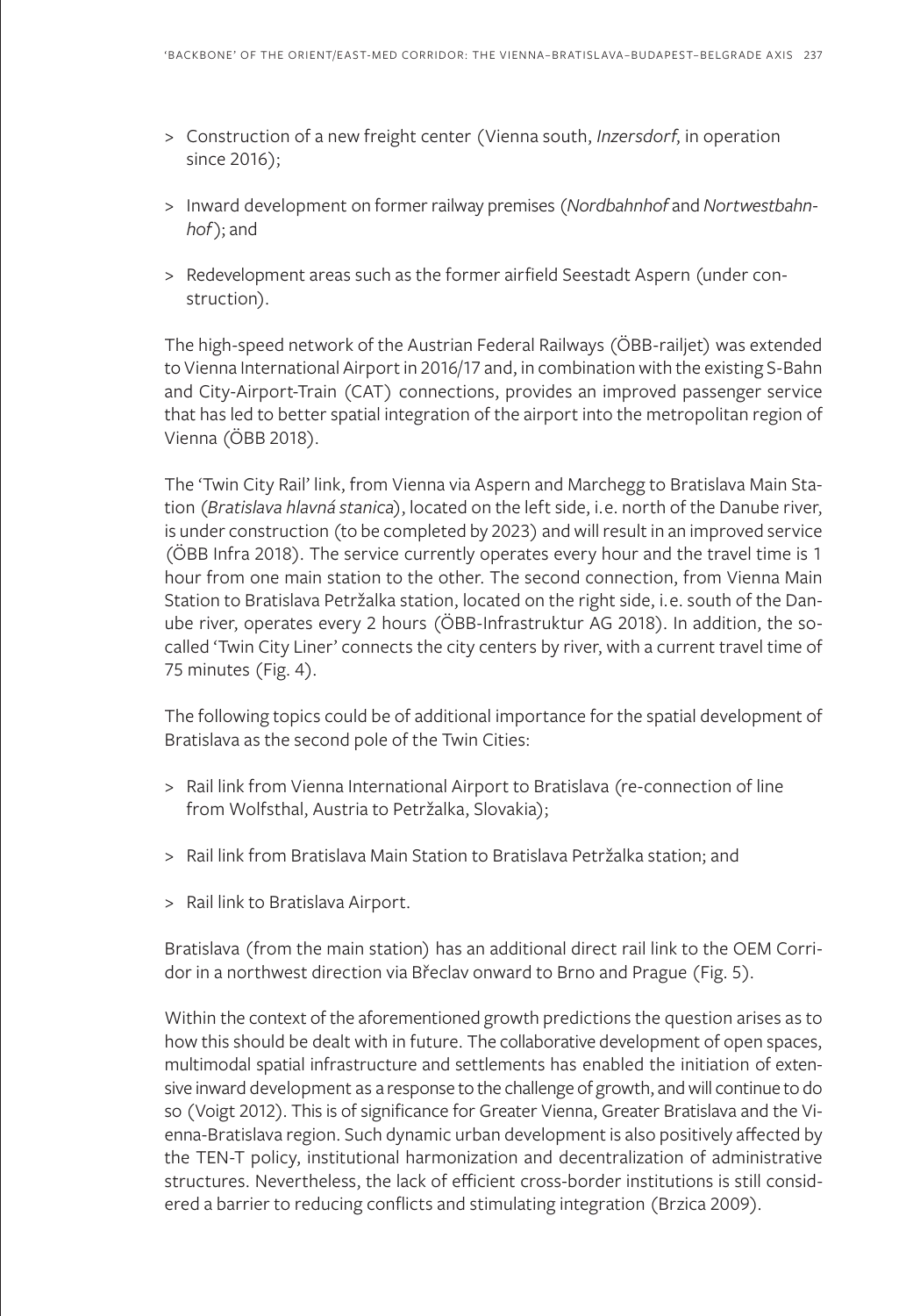> Construction of a new freight center (Vienna south, *Inzersdorf*, in operation since 2016);

> Inward development on former railway premises (*Nordbahnhof* and *Nortwestbahnhof*); and

> Redevelopment areas such as the former airfield Seestadt Aspern (under construction).

The high-speed network of the Austrian Federal Railways (ÖBB-railjet) was extended to Vienna International Airport in 2016/17 and, in combination with the existing S-Bahn and City-Airport-Train (CAT) connections, provides an improved passenger service that has led to better spatial integration of the airport into the metropolitan region of Vienna (ÖBB 2018).

The 'Twin City Rail' link, from Vienna via Aspern and Marchegg to Bratislava Main Station (*Bratislava hlavná stanica*), located on the left side, i.e. north of the Danube river, is under construction (to be completed by 2023) and will result in an improved service (ÖBB Infra 2018). The service currently operates every hour and the travel time is 1 hour from one main station to the other. The second connection, from Vienna Main Station to Bratislava Petržalka station, located on the right side, i.e. south of the Danube river, operates every 2 hours (ÖBB-Infrastruktur AG 2018). In addition, the so-called 'Twin City Liner' connects the city centers by river, with a current travel time of 75 minutes (Fig. 4).

The following topics could be of additional importance for the spatial development of Bratislava as the second pole of the Twin Cities:

> Rail link from Vienna International Airport to Bratislava (re-connection of line from Wolfsthal, Austria to Petržalka, Slovakia);

> Rail link from Bratislava Main Station to Bratislava Petržalka station; and

> Rail link to Bratislava Airport.

Bratislava (from the main station) has an additional direct rail link to the OEM Corridor in a northwest direction via Břeclav onward to Brno and Prague (Fig. 5).

Within the context of the aforementioned growth predictions the question arises as to how this should be dealt with in future. The collaborative development of open spaces, multimodal spatial infrastructure and settlements has enabled the initiation of extensive inward development as a response to the challenge of growth, and will continue to do so (Voigt 2012). This is of significance for Greater Vienna, Greater Bratislava and the Vienna-Bratislava region. Such dynamic urban development is also positively affected by the TEN-T policy, institutional harmonization and decentralization of administrative structures. Nevertheless, the lack of efficient cross-border institutions is still considered a barrier to reducing conflicts and stimulating integration (Brzica 2009).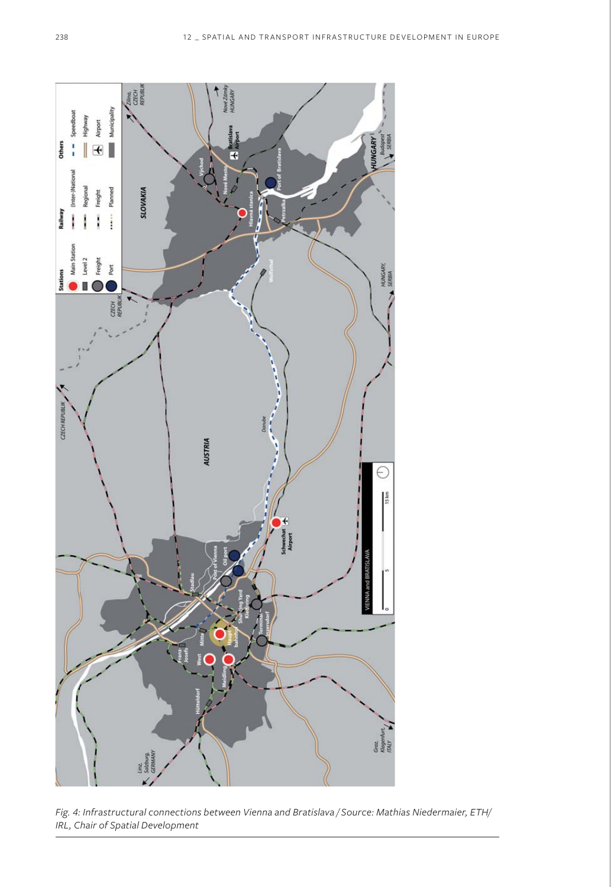Fig. 4: Infrastructural connections between Vienna and Bratislava / Source: Mathias Niedermaier, ETH/IRL, Chair of Spatial Development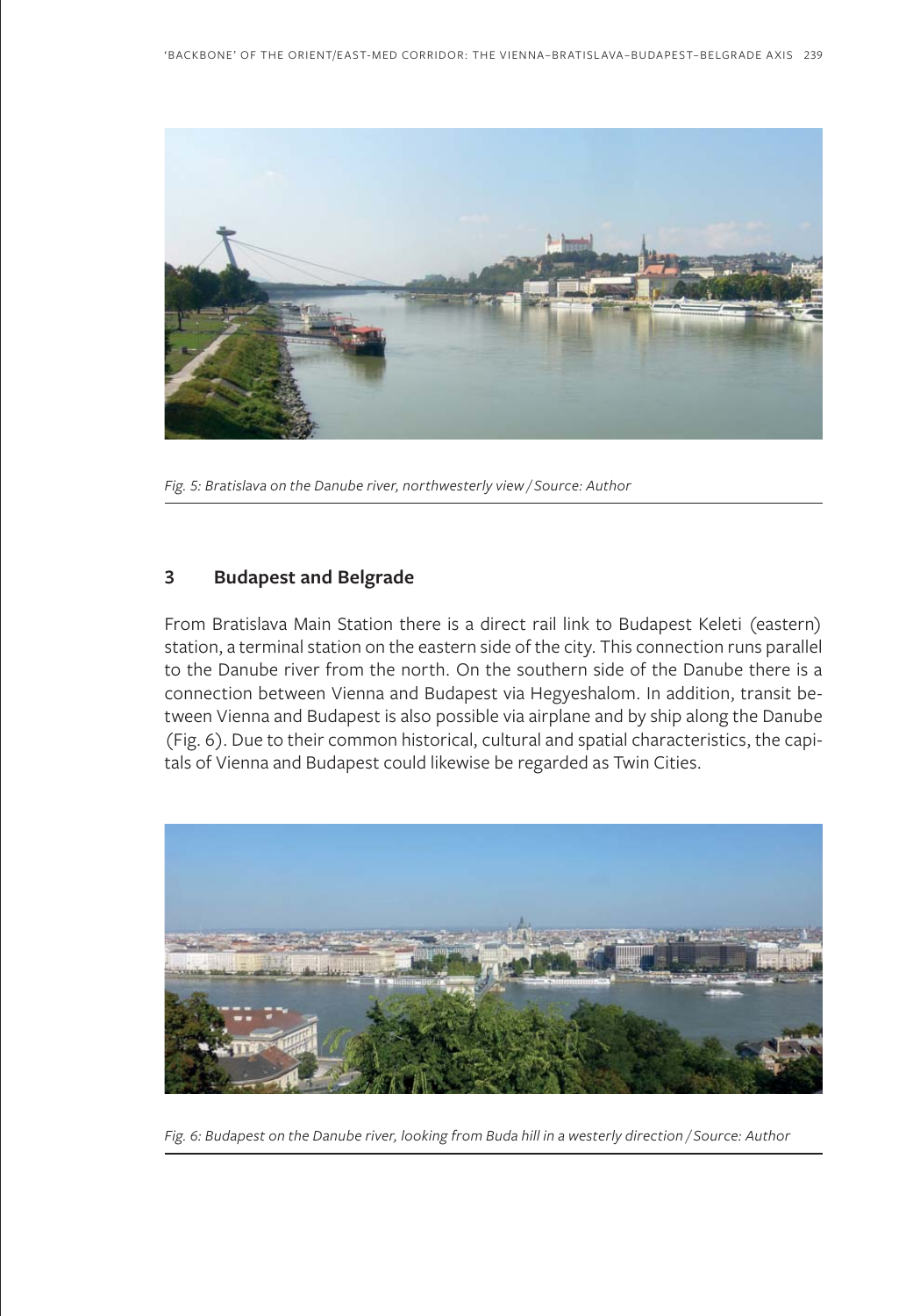Fig. 5: Bratislava on the Danube river, northwesterly view / Source: Author

## 3 Budapest and Belgrade

From Bratislava Main Station there is a direct rail link to Budapest Keleti (eastern) station, a terminal station on the eastern side of the city. This connection runs parallel to the Danube river from the north. On the southern side of the Danube there is a connection between Vienna and Budapest via Hegyeshalom. In addition, transit between Vienna and Budapest is also possible via airplane and by ship along the Danube (Fig. 6). Due to their common historical, cultural and spatial characteristics, the capitals of Vienna and Budapest could likewise be regarded as Twin Cities.

Fig. 6: Budapest on the Danube river, looking from Buda hill in a westerly direction / Source: Author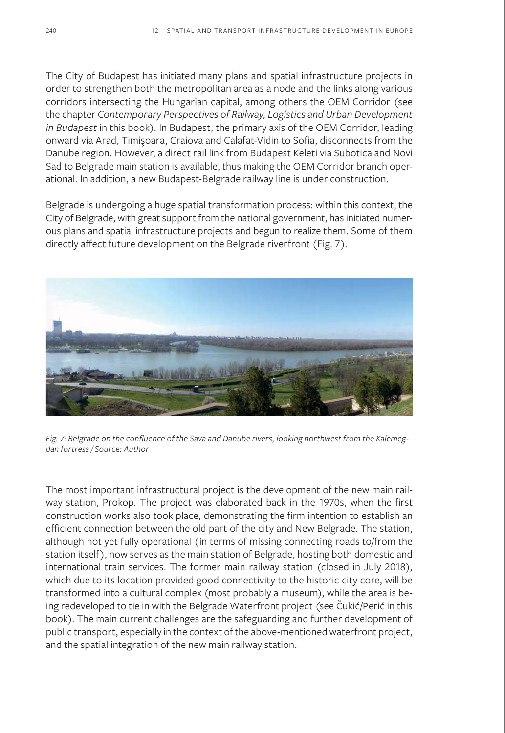The City of Budapest has initiated many plans and spatial infrastructure projects in order to strengthen both the metropolitan area as a node and the links along various corridors intersecting the Hungarian capital, among others the OEM Corridor (see the chapter *Contemporary Perspectives of Railway, Logistics and Urban Development in Budapest* in this book). In Budapest, the primary axis of the OEM Corridor, leading onward via Arad, Timişoara, Craiova and Calafat-Vidin to Sofia, disconnects from the Danube region. However, a direct rail link from Budapest Keleti via Subotica and Novi Sad to Belgrade main station is available, thus making the OEM Corridor branch operational. In addition, a new Budapest-Belgrade railway line is under construction.

Belgrade is undergoing a huge spatial transformation process: within this context, the City of Belgrade, with great support from the national government, has initiated numerous plans and spatial infrastructure projects and begun to realize them. Some of them directly affect future development on the Belgrade riverfront (Fig. 7).

*Fig. 7: Belgrade on the confluence of the Sava and Danube rivers, looking northwest from the Kalemegdan fortress / Source: Author*

The most important infrastructural project is the development of the new main railway station, Prokop. The project was elaborated back in the 1970s, when the first construction works also took place, demonstrating the firm intention to establish an efficient connection between the old part of the city and New Belgrade. The station, although not yet fully operational (in terms of missing connecting roads to/from the station itself), now serves as the main station of Belgrade, hosting both domestic and international train services. The former main railway station (closed in July 2018), which due to its location provided good connectivity to the historic city core, will be transformed into a cultural complex (most probably a museum), while the area is being redeveloped to tie in with the Belgrade Waterfront project (see Čukić/Perić in this book). The main current challenges are the safeguarding and further development of public transport, especially in the context of the above-mentioned waterfront project, and the spatial integration of the new main railway station.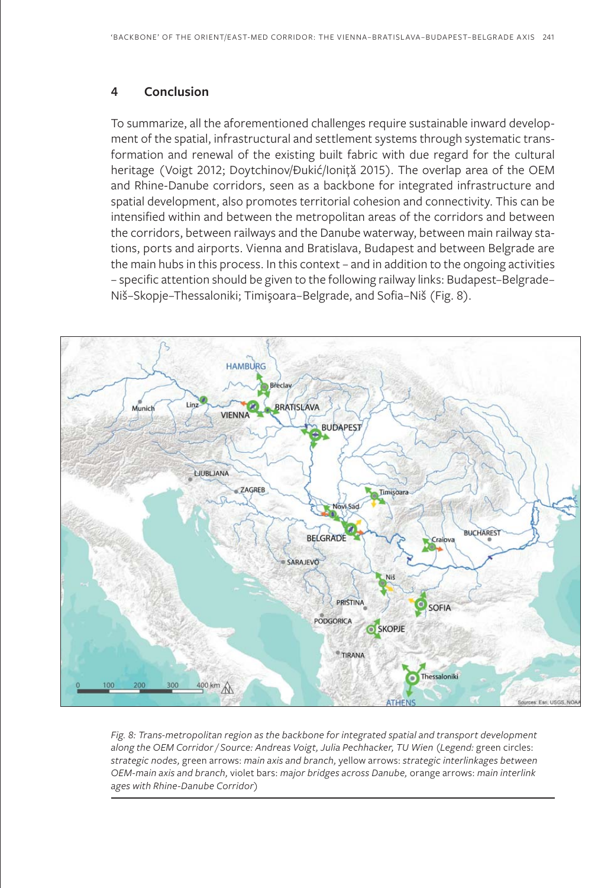## 4 Conclusion

To summarize, all the aforementioned challenges require sustainable inward development of the spatial, infrastructural and settlement systems through systematic transformation and renewal of the existing built fabric with due regard for the cultural heritage (Voigt 2012; Doytchinov/Đukić/Ioniță 2015). The overlap area of the OEM and Rhine-Danube corridors, seen as a backbone for integrated infrastructure and spatial development, also promotes territorial cohesion and connectivity. This can be intensified within and between the metropolitan areas of the corridors and between the corridors, between railways and the Danube waterway, between main railway stations, ports and airports. Vienna and Bratislava, Budapest and between Belgrade are the main hubs in this process. In this context – and in addition to the ongoing activities – specific attention should be given to the following railway links: Budapest–Belgrade–Niš–Skopje–Thessaloniki; Timişoara–Belgrade, and Sofia–Niš (Fig. 8).

*Fig. 8: Trans-metropolitan region as the backbone for integrated spatial and transport development along the OEM Corridor / Source: Andreas Voigt, Julia Pechhacker, TU Wien* (*Legend:* green circles: *strategic nodes,* green arrows: *main axis and branch,* yellow arrows: *strategic interlinkages between OEM-main axis and branch,* violet bars: *major bridges across Danube,* orange arrows: *main interlink ages with Rhine-Danube Corridor*)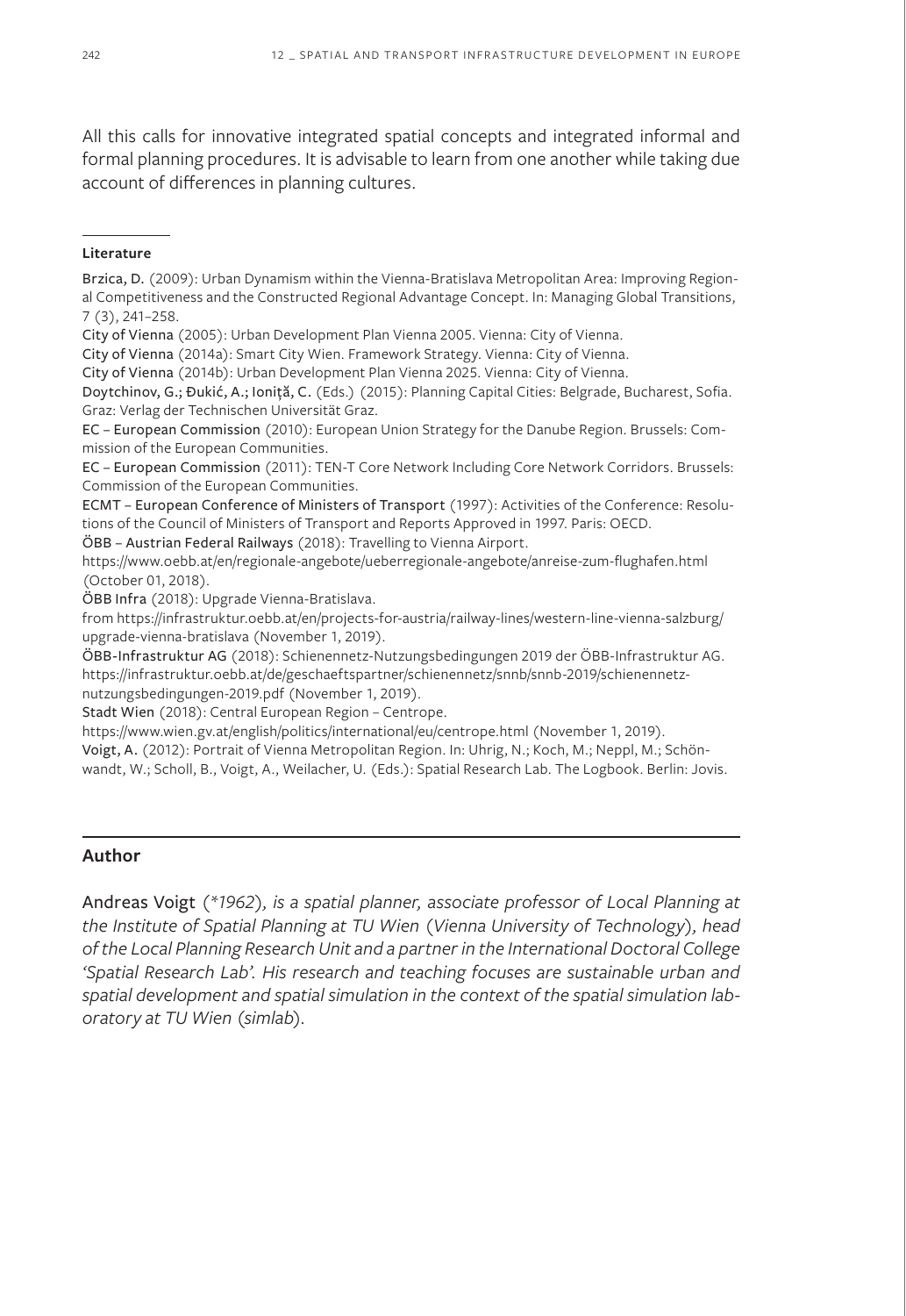All this calls for innovative integrated spatial concepts and integrated informal and formal planning procedures. It is advisable to learn from one another while taking due account of differences in planning cultures.

#### Literature

**Brzica, D.** (2009): Urban Dynamism within the Vienna-Bratislava Metropolitan Area: Improving Regional Competitiveness and the Constructed Regional Advantage Concept. In: Managing Global Transitions, 7 (3), 241–258.

**City of Vienna** (2005): Urban Development Plan Vienna 2005. Vienna: City of Vienna.

**City of Vienna** (2014a): Smart City Wien. Framework Strategy. Vienna: City of Vienna.

**City of Vienna** (2014b): Urban Development Plan Vienna 2025. Vienna: City of Vienna.

**Doytchinov, G.; Đukić, A.; Ioniță, C.** (Eds.) (2015): Planning Capital Cities: Belgrade, Bucharest, Sofia. Graz: Verlag der Technischen Universität Graz.

**EC – European Commission** (2010): European Union Strategy for the Danube Region. Brussels: Commission of the European Communities.

**EC – European Commission** (2011): TEN-T Core Network Including Core Network Corridors. Brussels: Commission of the European Communities.

**ECMT – European Conference of Ministers of Transport** (1997): Activities of the Conference: Resolutions of the Council of Ministers of Transport and Reports Approved in 1997. Paris: OECD.

**ÖBB – Austrian Federal Railways** (2018): Travelling to Vienna Airport.
https://www.oebb.at/en/regionale-angebote/ueberregionale-angebote/anreise-zum-flughafen.html (October 01, 2018).

**ÖBB Infra** (2018): Upgrade Vienna-Bratislava.
from https://infrastruktur.oebb.at/en/projects-for-austria/railway-lines/western-line-vienna-salzburg/upgrade-vienna-bratislava (November 1, 2019).

**ÖBB-Infrastruktur AG** (2018): Schienennetz-Nutzungsbedingungen 2019 der ÖBB-Infrastruktur AG. https://infrastruktur.oebb.at/de/geschaeftspartner/schienennetz/snnb/snnb-2019/schienennetz-nutzungsbedingungen-2019.pdf (November 1, 2019).

**Stadt Wien** (2018): Central European Region – Centrope.
https://www.wien.gv.at/english/politics/international/eu/centrope.html (November 1, 2019).

**Voigt, A.** (2012): Portrait of Vienna Metropolitan Region. In: Uhrig, N.; Koch, M.; Neppl, M.; Schönwandt, W.; Scholl, B., Voigt, A., Weilacher, U. (Eds.): Spatial Research Lab. The Logbook. Berlin: Jovis.

## Author

**Andreas Voigt** *(\*1962), is a spatial planner, associate professor of Local Planning at the Institute of Spatial Planning at TU Wien (Vienna University of Technology), head of the Local Planning Research Unit and a partner in the International Doctoral College 'Spatial Research Lab'. His research and teaching focuses are sustainable urban and spatial development and spatial simulation in the context of the spatial simulation laboratory at TU Wien (simlab).*